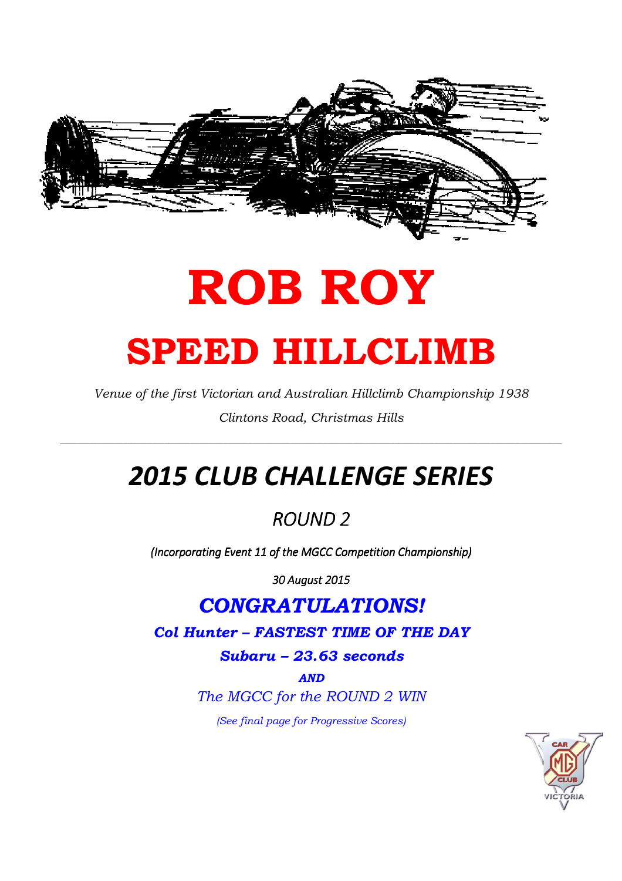# ROB ROY

# SPEED HILLCLIMB

*Venue of the first Victorian and Australian Hillclimb Championship 1938*

*Clintons Road, Christmas Hills*

---

## *2015 CLUB CHALLENGE SERIES*

### *ROUND 2*

*(Incorporating Event 11 of the MGCC Competition Championship)*

*30 August 2015*

## ***CONGRATULATIONS!***

***Col Hunter – FASTEST TIME OF THE DAY***

***Subaru – 23.63 seconds***

***AND***

*The MGCC for the ROUND 2 WIN*

*(See final page for Progressive Scores)*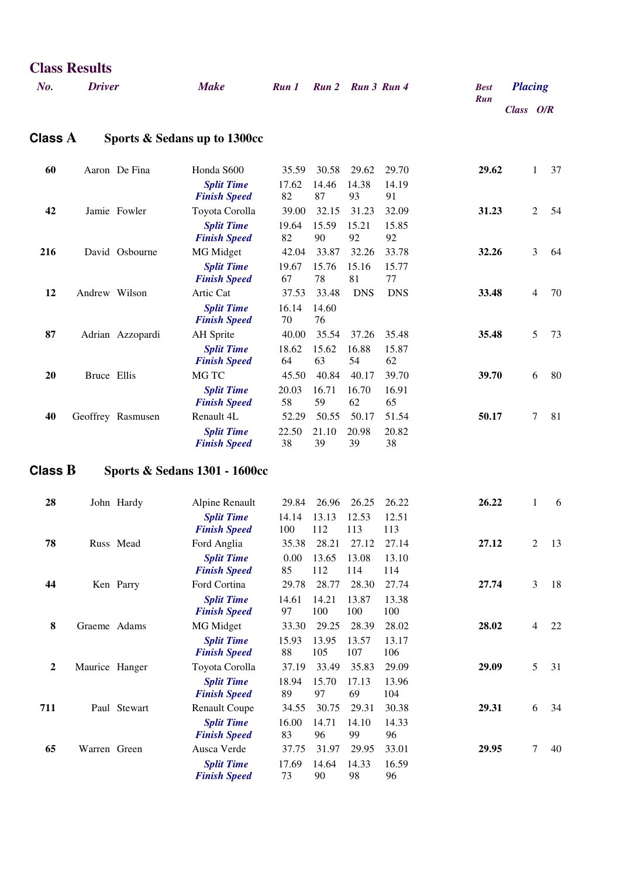## Class Results

### Class A — Sports & Sedans up to 1300cc

| No. | Driver | Make | Run 1 | Run 2 | Run 3 | Run 4 | Best Run | Placing Class | Placing O/R |
|---|---|---|---|---|---|---|---|---|---|
| 60 | Aaron De Fina | Honda S600 | 35.59 | 30.58 | 29.62 | 29.70 | **29.62** | 1 | 37 |
| | | ***Split Time*** | 17.62 | 14.46 | 14.38 | 14.19 | | | |
| | | ***Finish Speed*** | 82 | 87 | 93 | 91 | | | |
| 42 | Jamie Fowler | Toyota Corolla | 39.00 | 32.15 | 31.23 | 32.09 | **31.23** | 2 | 54 |
| | | ***Split Time*** | 19.64 | 15.59 | 15.21 | 15.85 | | | |
| | | ***Finish Speed*** | 82 | 90 | 92 | 92 | | | |
| 216 | David Osbourne | MG Midget | 42.04 | 33.87 | 32.26 | 33.78 | **32.26** | 3 | 64 |
| | | ***Split Time*** | 19.67 | 15.76 | 15.16 | 15.77 | | | |
| | | ***Finish Speed*** | 67 | 78 | 81 | 77 | | | |
| 12 | Andrew Wilson | Artic Cat | 37.53 | 33.48 | DNS | DNS | **33.48** | 4 | 70 |
| | | ***Split Time*** | 16.14 | 14.60 | | | | | |
| | | ***Finish Speed*** | 70 | 76 | | | | | |
| 87 | Adrian Azzopardi | AH Sprite | 40.00 | 35.54 | 37.26 | 35.48 | **35.48** | 5 | 73 |
| | | ***Split Time*** | 18.62 | 15.62 | 16.88 | 15.87 | | | |
| | | ***Finish Speed*** | 64 | 63 | 54 | 62 | | | |
| 20 | Bruce Ellis | MG TC | 45.50 | 40.84 | 40.17 | 39.70 | **39.70** | 6 | 80 |
| | | ***Split Time*** | 20.03 | 16.71 | 16.70 | 16.91 | | | |
| | | ***Finish Speed*** | 58 | 59 | 62 | 65 | | | |
| 40 | Geoffrey Rasmusen | Renault 4L | 52.29 | 50.55 | 50.17 | 51.54 | **50.17** | 7 | 81 |
| | | ***Split Time*** | 22.50 | 21.10 | 20.98 | 20.82 | | | |
| | | ***Finish Speed*** | 38 | 39 | 39 | 38 | | | |

### Class B — Sports & Sedans 1301 - 1600cc

| No. | Driver | Make | Run 1 | Run 2 | Run 3 | Run 4 | Best Run | Placing Class | Placing O/R |
|---|---|---|---|---|---|---|---|---|---|
| 28 | John Hardy | Alpine Renault | 29.84 | 26.96 | 26.25 | 26.22 | **26.22** | 1 | 6 |
| | | ***Split Time*** | 14.14 | 13.13 | 12.53 | 12.51 | | | |
| | | ***Finish Speed*** | 100 | 112 | 113 | 113 | | | |
| 78 | Russ Mead | Ford Anglia | 35.38 | 28.21 | 27.12 | 27.14 | **27.12** | 2 | 13 |
| | | ***Split Time*** | 0.00 | 13.65 | 13.08 | 13.10 | | | |
| | | ***Finish Speed*** | 85 | 112 | 114 | 114 | | | |
| 44 | Ken Parry | Ford Cortina | 29.78 | 28.77 | 28.30 | 27.74 | **27.74** | 3 | 18 |
| | | ***Split Time*** | 14.61 | 14.21 | 13.87 | 13.38 | | | |
| | | ***Finish Speed*** | 97 | 100 | 100 | 100 | | | |
| 8 | Graeme Adams | MG Midget | 33.30 | 29.25 | 28.39 | 28.02 | **28.02** | 4 | 22 |
| | | ***Split Time*** | 15.93 | 13.95 | 13.57 | 13.17 | | | |
| | | ***Finish Speed*** | 88 | 105 | 107 | 106 | | | |
| 2 | Maurice Hanger | Toyota Corolla | 37.19 | 33.49 | 35.83 | 29.09 | **29.09** | 5 | 31 |
| | | ***Split Time*** | 18.94 | 15.70 | 17.13 | 13.96 | | | |
| | | ***Finish Speed*** | 89 | 97 | 69 | 104 | | | |
| 711 | Paul Stewart | Renault Coupe | 34.55 | 30.75 | 29.31 | 30.38 | **29.31** | 6 | 34 |
| | | ***Split Time*** | 16.00 | 14.71 | 14.10 | 14.33 | | | |
| | | ***Finish Speed*** | 83 | 96 | 99 | 96 | | | |
| 65 | Warren Green | Ausca Verde | 37.75 | 31.97 | 29.95 | 33.01 | **29.95** | 7 | 40 |
| | | ***Split Time*** | 17.69 | 14.64 | 14.33 | 16.59 | | | |
| | | ***Finish Speed*** | 73 | 90 | 98 | 96 | | | |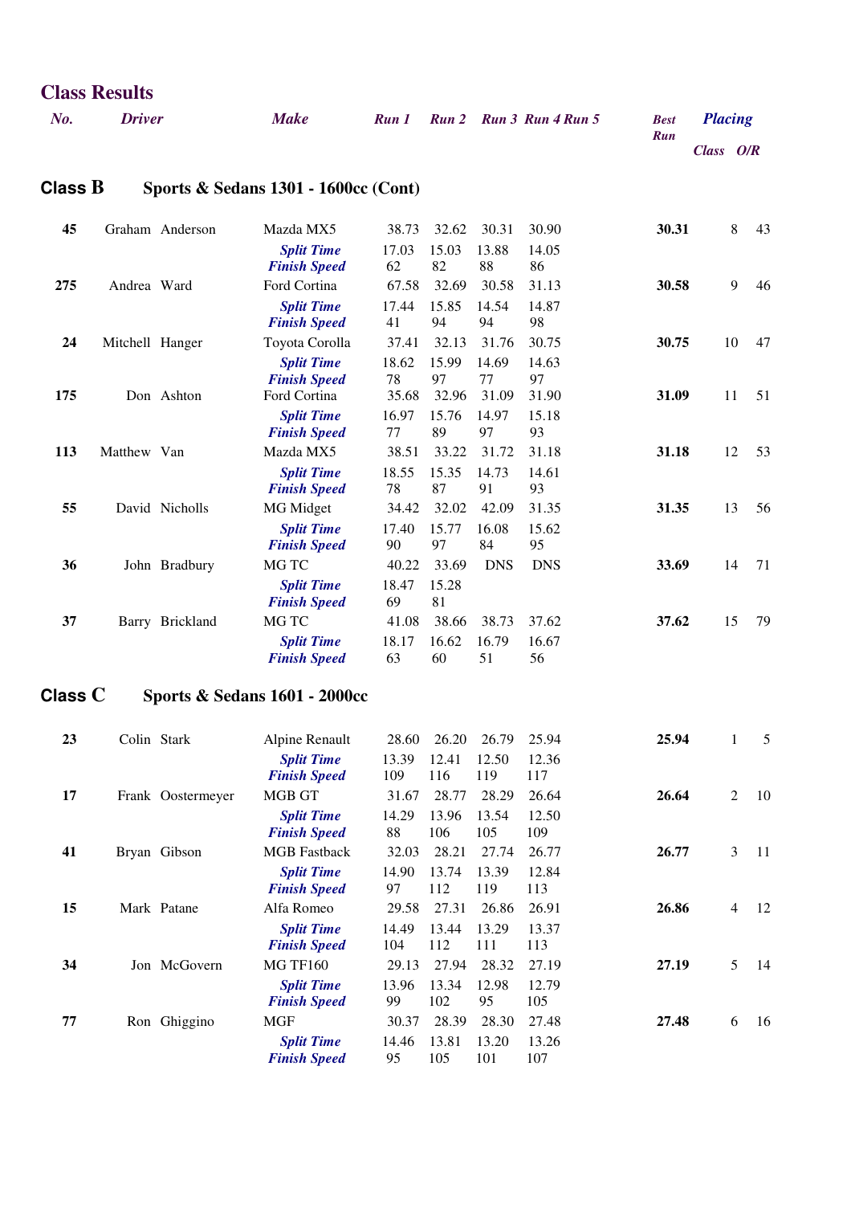## Class Results

| No. | Driver | Make | Run 1 | Run 2 | Run 3 | Run 4 | Run 5 | Best Run | Placing Class | Placing O/R |
|---|---|---|---|---|---|---|---|---|---|---|

### Class B — Sports & Sedans 1301 - 1600cc (Cont)

| No. | Driver | Make | Run 1 | Run 2 | Run 3 | Run 4 | Run 5 | Best Run | Class | O/R |
|---|---|---|---|---|---|---|---|---|---|---|
| **45** | Graham Anderson | Mazda MX5 | 38.73 | 32.62 | 30.31 | 30.90 | | **30.31** | 8 | 43 |
| | | *Split Time* | 17.03 | 15.03 | 13.88 | 14.05 | | | | |
| | | *Finish Speed* | 62 | 82 | 88 | 86 | | | | |
| **275** | Andrea Ward | Ford Cortina | 67.58 | 32.69 | 30.58 | 31.13 | | **30.58** | 9 | 46 |
| | | *Split Time* | 17.44 | 15.85 | 14.54 | 14.87 | | | | |
| | | *Finish Speed* | 41 | 94 | 94 | 98 | | | | |
| **24** | Mitchell Hanger | Toyota Corolla | 37.41 | 32.13 | 31.76 | 30.75 | | **30.75** | 10 | 47 |
| | | *Split Time* | 18.62 | 15.99 | 14.69 | 14.63 | | | | |
| | | *Finish Speed* | 78 | 97 | 77 | 97 | | | | |
| **175** | Don Ashton | Ford Cortina | 35.68 | 32.96 | 31.09 | 31.90 | | **31.09** | 11 | 51 |
| | | *Split Time* | 16.97 | 15.76 | 14.97 | 15.18 | | | | |
| | | *Finish Speed* | 77 | 89 | 97 | 93 | | | | |
| **113** | Matthew Van | Mazda MX5 | 38.51 | 33.22 | 31.72 | 31.18 | | **31.18** | 12 | 53 |
| | | *Split Time* | 18.55 | 15.35 | 14.73 | 14.61 | | | | |
| | | *Finish Speed* | 78 | 87 | 91 | 93 | | | | |
| **55** | David Nicholls | MG Midget | 34.42 | 32.02 | 42.09 | 31.35 | | **31.35** | 13 | 56 |
| | | *Split Time* | 17.40 | 15.77 | 16.08 | 15.62 | | | | |
| | | *Finish Speed* | 90 | 97 | 84 | 95 | | | | |
| **36** | John Bradbury | MG TC | 40.22 | 33.69 | DNS | DNS | | **33.69** | 14 | 71 |
| | | *Split Time* | 18.47 | 15.28 | | | | | | |
| | | *Finish Speed* | 69 | 81 | | | | | | |
| **37** | Barry Brickland | MG TC | 41.08 | 38.66 | 38.73 | 37.62 | | **37.62** | 15 | 79 |
| | | *Split Time* | 18.17 | 16.62 | 16.79 | 16.67 | | | | |
| | | *Finish Speed* | 63 | 60 | 51 | 56 | | | | |

### Class C — Sports & Sedans 1601 - 2000cc

| No. | Driver | Make | Run 1 | Run 2 | Run 3 | Run 4 | Run 5 | Best Run | Class | O/R |
|---|---|---|---|---|---|---|---|---|---|---|
| **23** | Colin Stark | Alpine Renault | 28.60 | 26.20 | 26.79 | 25.94 | | **25.94** | 1 | 5 |
| | | *Split Time* | 13.39 | 12.41 | 12.50 | 12.36 | | | | |
| | | *Finish Speed* | 109 | 116 | 119 | 117 | | | | |
| **17** | Frank Oostermeyer | MGB GT | 31.67 | 28.77 | 28.29 | 26.64 | | **26.64** | 2 | 10 |
| | | *Split Time* | 14.29 | 13.96 | 13.54 | 12.50 | | | | |
| | | *Finish Speed* | 88 | 106 | 105 | 109 | | | | |
| **41** | Bryan Gibson | MGB Fastback | 32.03 | 28.21 | 27.74 | 26.77 | | **26.77** | 3 | 11 |
| | | *Split Time* | 14.90 | 13.74 | 13.39 | 12.84 | | | | |
| | | *Finish Speed* | 97 | 112 | 119 | 113 | | | | |
| **15** | Mark Patane | Alfa Romeo | 29.58 | 27.31 | 26.86 | 26.91 | | **26.86** | 4 | 12 |
| | | *Split Time* | 14.49 | 13.44 | 13.29 | 13.37 | | | | |
| | | *Finish Speed* | 104 | 112 | 111 | 113 | | | | |
| **34** | Jon McGovern | MG TF160 | 29.13 | 27.94 | 28.32 | 27.19 | | **27.19** | 5 | 14 |
| | | *Split Time* | 13.96 | 13.34 | 12.98 | 12.79 | | | | |
| | | *Finish Speed* | 99 | 102 | 95 | 105 | | | | |
| **77** | Ron Ghiggino | MGF | 30.37 | 28.39 | 28.30 | 27.48 | | **27.48** | 6 | 16 |
| | | *Split Time* | 14.46 | 13.81 | 13.20 | 13.26 | | | | |
| | | *Finish Speed* | 95 | 105 | 101 | 107 | | | | |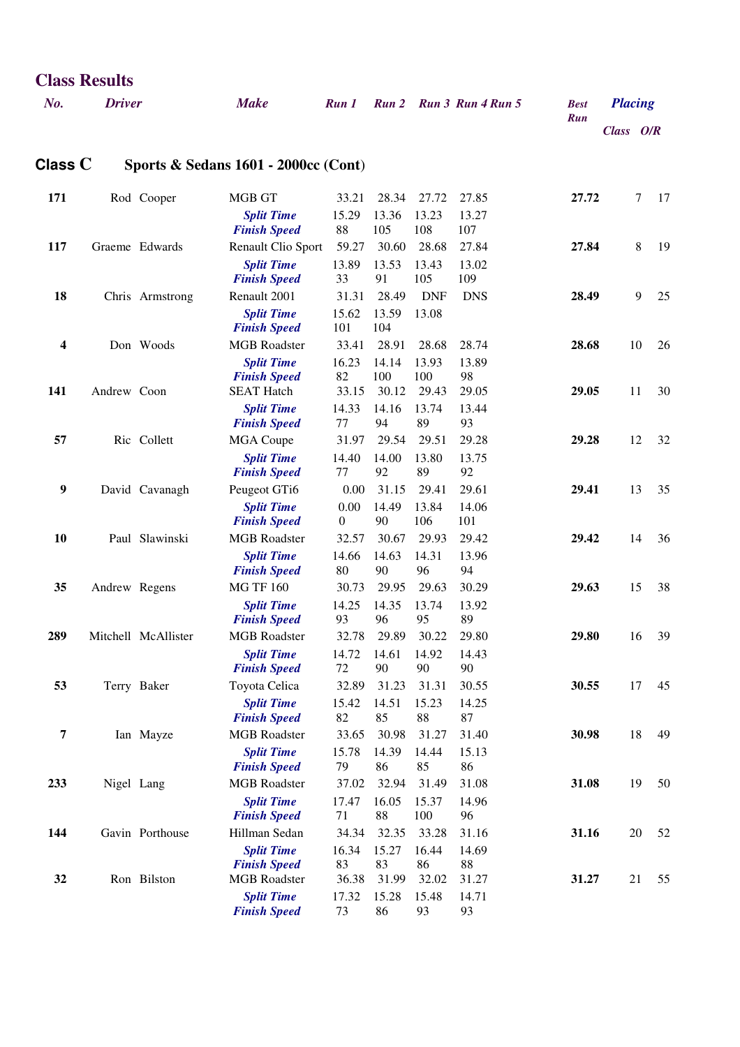## Class Results

### Class C — Sports & Sedans 1601 - 2000cc (Cont)

| No. | Driver | Make | Run 1 | Run 2 | Run 3 | Run 4 | Run 5 | Best Run | Placing Class | Placing O/R |
|---|---|---|---|---|---|---|---|---|---|---|
| **171** | Rod Cooper | MGB GT | 33.21 | 28.34 | 27.72 | 27.85 | | **27.72** | 7 | 17 |
| | | ***Split Time*** | 15.29 | 13.36 | 13.23 | 13.27 | | | | |
| | | ***Finish Speed*** | 88 | 105 | 108 | 107 | | | | |
| **117** | Graeme Edwards | Renault Clio Sport | 59.27 | 30.60 | 28.68 | 27.84 | | **27.84** | 8 | 19 |
| | | ***Split Time*** | 13.89 | 13.53 | 13.43 | 13.02 | | | | |
| | | ***Finish Speed*** | 33 | 91 | 105 | 109 | | | | |
| **18** | Chris Armstrong | Renault 2001 | 31.31 | 28.49 | DNF | DNS | | **28.49** | 9 | 25 |
| | | ***Split Time*** | 15.62 | 13.59 | 13.08 | | | | | |
| | | ***Finish Speed*** | 101 | 104 | | | | | | |
| **4** | Don Woods | MGB Roadster | 33.41 | 28.91 | 28.68 | 28.74 | | **28.68** | 10 | 26 |
| | | ***Split Time*** | 16.23 | 14.14 | 13.93 | 13.89 | | | | |
| | | ***Finish Speed*** | 82 | 100 | 100 | 98 | | | | |
| **141** | Andrew Coon | SEAT Hatch | 33.15 | 30.12 | 29.43 | 29.05 | | **29.05** | 11 | 30 |
| | | ***Split Time*** | 14.33 | 14.16 | 13.74 | 13.44 | | | | |
| | | ***Finish Speed*** | 77 | 94 | 89 | 93 | | | | |
| **57** | Ric Collett | MGA Coupe | 31.97 | 29.54 | 29.51 | 29.28 | | **29.28** | 12 | 32 |
| | | ***Split Time*** | 14.40 | 14.00 | 13.80 | 13.75 | | | | |
| | | ***Finish Speed*** | 77 | 92 | 89 | 92 | | | | |
| **9** | David Cavanagh | Peugeot GTi6 | 0.00 | 31.15 | 29.41 | 29.61 | | **29.41** | 13 | 35 |
| | | ***Split Time*** | 0.00 | 14.49 | 13.84 | 14.06 | | | | |
| | | ***Finish Speed*** | 0 | 90 | 106 | 101 | | | | |
| **10** | Paul Slawinski | MGB Roadster | 32.57 | 30.67 | 29.93 | 29.42 | | **29.42** | 14 | 36 |
| | | ***Split Time*** | 14.66 | 14.63 | 14.31 | 13.96 | | | | |
| | | ***Finish Speed*** | 80 | 90 | 96 | 94 | | | | |
| **35** | Andrew Regens | MG TF 160 | 30.73 | 29.95 | 29.63 | 30.29 | | **29.63** | 15 | 38 |
| | | ***Split Time*** | 14.25 | 14.35 | 13.74 | 13.92 | | | | |
| | | ***Finish Speed*** | 93 | 96 | 95 | 89 | | | | |
| **289** | Mitchell McAllister | MGB Roadster | 32.78 | 29.89 | 30.22 | 29.80 | | **29.80** | 16 | 39 |
| | | ***Split Time*** | 14.72 | 14.61 | 14.92 | 14.43 | | | | |
| | | ***Finish Speed*** | 72 | 90 | 90 | 90 | | | | |
| **53** | Terry Baker | Toyota Celica | 32.89 | 31.23 | 31.31 | 30.55 | | **30.55** | 17 | 45 |
| | | ***Split Time*** | 15.42 | 14.51 | 15.23 | 14.25 | | | | |
| | | ***Finish Speed*** | 82 | 85 | 88 | 87 | | | | |
| **7** | Ian Mayze | MGB Roadster | 33.65 | 30.98 | 31.27 | 31.40 | | **30.98** | 18 | 49 |
| | | ***Split Time*** | 15.78 | 14.39 | 14.44 | 15.13 | | | | |
| | | ***Finish Speed*** | 79 | 86 | 85 | 86 | | | | |
| **233** | Nigel Lang | MGB Roadster | 37.02 | 32.94 | 31.49 | 31.08 | | **31.08** | 19 | 50 |
| | | ***Split Time*** | 17.47 | 16.05 | 15.37 | 14.96 | | | | |
| | | ***Finish Speed*** | 71 | 88 | 100 | 96 | | | | |
| **144** | Gavin Porthouse | Hillman Sedan | 34.34 | 32.35 | 33.28 | 31.16 | | **31.16** | 20 | 52 |
| | | ***Split Time*** | 16.34 | 15.27 | 16.44 | 14.69 | | | | |
| | | ***Finish Speed*** | 83 | 83 | 86 | 88 | | | | |
| **32** | Ron Bilston | MGB Roadster | 36.38 | 31.99 | 32.02 | 31.27 | | **31.27** | 21 | 55 |
| | | ***Split Time*** | 17.32 | 15.28 | 15.48 | 14.71 | | | | |
| | | ***Finish Speed*** | 73 | 86 | 93 | 93 | | | | |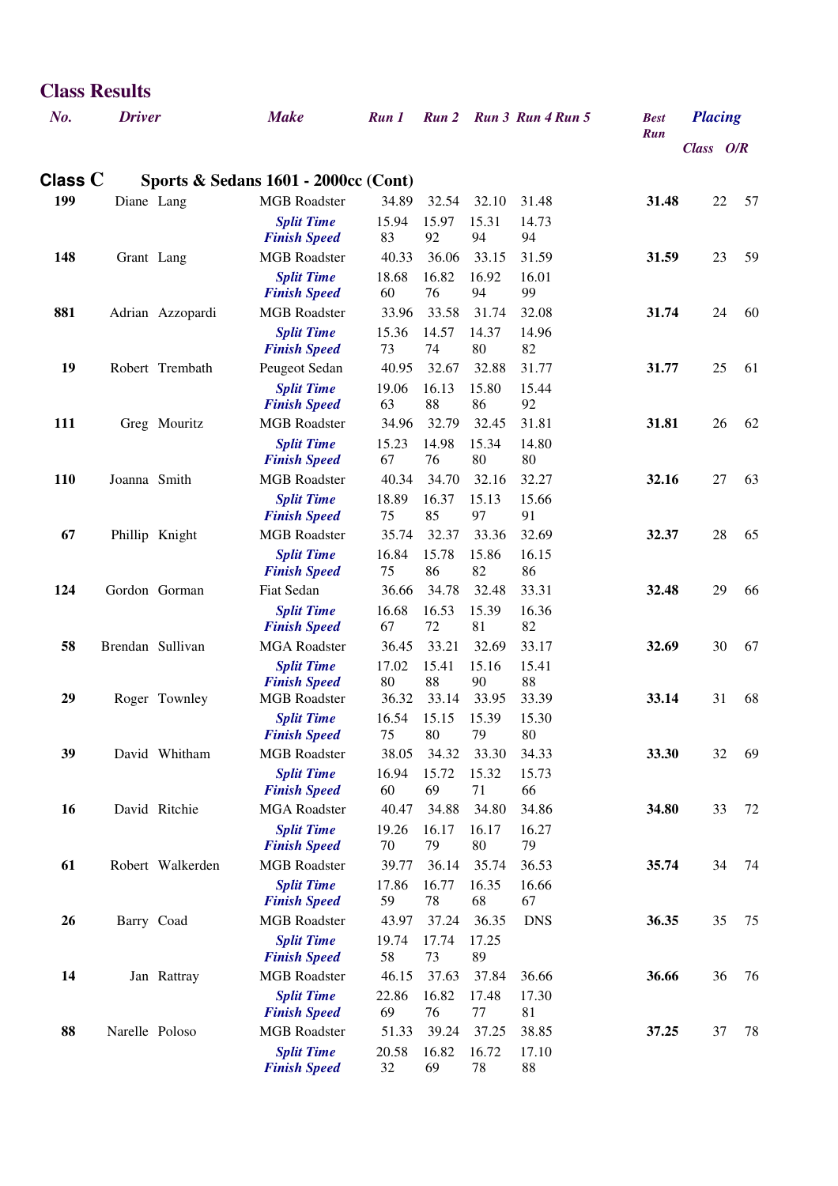## Class Results

| No. | Driver | Make | Run 1 | Run 2 | Run 3 | Run 4 | Run 5 | Best Run | Placing Class | Placing O/R |
|---|---|---|---|---|---|---|---|---|---|---|

### Class C Sports & Sedans 1601 - 2000cc (Cont)

| No. | Driver | Make | Run 1 | Run 2 | Run 3 | Run 4 | Run 5 | Best Run | Class | O/R |
|---|---|---|---|---|---|---|---|---|---|---|
| 199 | Diane Lang | MGB Roadster | 34.89 | 32.54 | 32.10 | 31.48 | | **31.48** | 22 | 57 |
| | | *Split Time* | 15.94 | 15.97 | 15.31 | 14.73 | | | | |
| | | *Finish Speed* | 83 | 92 | 94 | 94 | | | | |
| 148 | Grant Lang | MGB Roadster | 40.33 | 36.06 | 33.15 | 31.59 | | **31.59** | 23 | 59 |
| | | *Split Time* | 18.68 | 16.82 | 16.92 | 16.01 | | | | |
| | | *Finish Speed* | 60 | 76 | 94 | 99 | | | | |
| 881 | Adrian Azzopardi | MGB Roadster | 33.96 | 33.58 | 31.74 | 32.08 | | **31.74** | 24 | 60 |
| | | *Split Time* | 15.36 | 14.57 | 14.37 | 14.96 | | | | |
| | | *Finish Speed* | 73 | 74 | 80 | 82 | | | | |
| 19 | Robert Trembath | Peugeot Sedan | 40.95 | 32.67 | 32.88 | 31.77 | | **31.77** | 25 | 61 |
| | | *Split Time* | 19.06 | 16.13 | 15.80 | 15.44 | | | | |
| | | *Finish Speed* | 63 | 88 | 86 | 92 | | | | |
| 111 | Greg Mouritz | MGB Roadster | 34.96 | 32.79 | 32.45 | 31.81 | | **31.81** | 26 | 62 |
| | | *Split Time* | 15.23 | 14.98 | 15.34 | 14.80 | | | | |
| | | *Finish Speed* | 67 | 76 | 80 | 80 | | | | |
| 110 | Joanna Smith | MGB Roadster | 40.34 | 34.70 | 32.16 | 32.27 | | **32.16** | 27 | 63 |
| | | *Split Time* | 18.89 | 16.37 | 15.13 | 15.66 | | | | |
| | | *Finish Speed* | 75 | 85 | 97 | 91 | | | | |
| 67 | Phillip Knight | MGB Roadster | 35.74 | 32.37 | 33.36 | 32.69 | | **32.37** | 28 | 65 |
| | | *Split Time* | 16.84 | 15.78 | 15.86 | 16.15 | | | | |
| | | *Finish Speed* | 75 | 86 | 82 | 86 | | | | |
| 124 | Gordon Gorman | Fiat Sedan | 36.66 | 34.78 | 32.48 | 33.31 | | **32.48** | 29 | 66 |
| | | *Split Time* | 16.68 | 16.53 | 15.39 | 16.36 | | | | |
| | | *Finish Speed* | 67 | 72 | 81 | 82 | | | | |
| 58 | Brendan Sullivan | MGA Roadster | 36.45 | 33.21 | 32.69 | 33.17 | | **32.69** | 30 | 67 |
| | | *Split Time* | 17.02 | 15.41 | 15.16 | 15.41 | | | | |
| | | *Finish Speed* | 80 | 88 | 90 | 88 | | | | |
| 29 | Roger Townley | MGB Roadster | 36.32 | 33.14 | 33.95 | 33.39 | | **33.14** | 31 | 68 |
| | | *Split Time* | 16.54 | 15.15 | 15.39 | 15.30 | | | | |
| | | *Finish Speed* | 75 | 80 | 79 | 80 | | | | |
| 39 | David Whitham | MGB Roadster | 38.05 | 34.32 | 33.30 | 34.33 | | **33.30** | 32 | 69 |
| | | *Split Time* | 16.94 | 15.72 | 15.32 | 15.73 | | | | |
| | | *Finish Speed* | 60 | 69 | 71 | 66 | | | | |
| 16 | David Ritchie | MGA Roadster | 40.47 | 34.88 | 34.80 | 34.86 | | **34.80** | 33 | 72 |
| | | *Split Time* | 19.26 | 16.17 | 16.17 | 16.27 | | | | |
| | | *Finish Speed* | 70 | 79 | 80 | 79 | | | | |
| 61 | Robert Walkerden | MGB Roadster | 39.77 | 36.14 | 35.74 | 36.53 | | **35.74** | 34 | 74 |
| | | *Split Time* | 17.86 | 16.77 | 16.35 | 16.66 | | | | |
| | | *Finish Speed* | 59 | 78 | 68 | 67 | | | | |
| 26 | Barry Coad | MGB Roadster | 43.97 | 37.24 | 36.35 | DNS | | **36.35** | 35 | 75 |
| | | *Split Time* | 19.74 | 17.74 | 17.25 | | | | | |
| | | *Finish Speed* | 58 | 73 | 89 | | | | | |
| 14 | Jan Rattray | MGB Roadster | 46.15 | 37.63 | 37.84 | 36.66 | | **36.66** | 36 | 76 |
| | | *Split Time* | 22.86 | 16.82 | 17.48 | 17.30 | | | | |
| | | *Finish Speed* | 69 | 76 | 77 | 81 | | | | |
| 88 | Narelle Poloso | MGB Roadster | 51.33 | 39.24 | 37.25 | 38.85 | | **37.25** | 37 | 78 |
| | | *Split Time* | 20.58 | 16.82 | 16.72 | 17.10 | | | | |
| | | *Finish Speed* | 32 | 69 | 78 | 88 | | | | |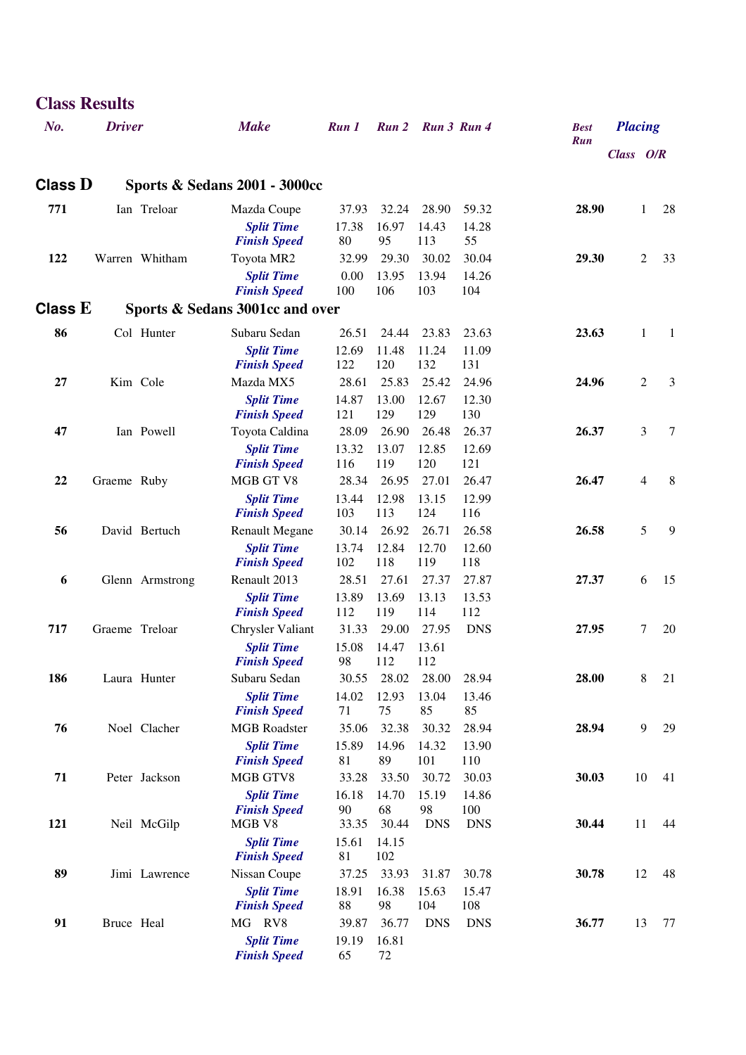## Class Results

| No. | Driver | Make | Run 1 | Run 2 | Run 3 | Run 4 | Best Run | Placing Class | Placing O/R |
|---|---|---|---|---|---|---|---|---|---|
| **Class D** | **Sports & Sedans 2001 - 3000cc** | | | | | | | | |
| **771** | Ian Treloar | Mazda Coupe | 37.93 | 32.24 | 28.90 | 59.32 | **28.90** | 1 | 28 |
| | | ***Split Time*** | 17.38 | 16.97 | 14.43 | 14.28 | | | |
| | | ***Finish Speed*** | 80 | 95 | 113 | 55 | | | |
| **122** | Warren Whitham | Toyota MR2 | 32.99 | 29.30 | 30.02 | 30.04 | **29.30** | 2 | 33 |
| | | ***Split Time*** | 0.00 | 13.95 | 13.94 | 14.26 | | | |
| | | ***Finish Speed*** | 100 | 106 | 103 | 104 | | | |
| **Class E** | **Sports & Sedans 3001cc and over** | | | | | | | | |
| **86** | Col Hunter | Subaru Sedan | 26.51 | 24.44 | 23.83 | 23.63 | **23.63** | 1 | 1 |
| | | ***Split Time*** | 12.69 | 11.48 | 11.24 | 11.09 | | | |
| | | ***Finish Speed*** | 122 | 120 | 132 | 131 | | | |
| **27** | Kim Cole | Mazda MX5 | 28.61 | 25.83 | 25.42 | 24.96 | **24.96** | 2 | 3 |
| | | ***Split Time*** | 14.87 | 13.00 | 12.67 | 12.30 | | | |
| | | ***Finish Speed*** | 121 | 129 | 129 | 130 | | | |
| **47** | Ian Powell | Toyota Caldina | 28.09 | 26.90 | 26.48 | 26.37 | **26.37** | 3 | 7 |
| | | ***Split Time*** | 13.32 | 13.07 | 12.85 | 12.69 | | | |
| | | ***Finish Speed*** | 116 | 119 | 120 | 121 | | | |
| **22** | Graeme Ruby | MGB GT V8 | 28.34 | 26.95 | 27.01 | 26.47 | **26.47** | 4 | 8 |
| | | ***Split Time*** | 13.44 | 12.98 | 13.15 | 12.99 | | | |
| | | ***Finish Speed*** | 103 | 113 | 124 | 116 | | | |
| **56** | David Bertuch | Renault Megane | 30.14 | 26.92 | 26.71 | 26.58 | **26.58** | 5 | 9 |
| | | ***Split Time*** | 13.74 | 12.84 | 12.70 | 12.60 | | | |
| | | ***Finish Speed*** | 102 | 118 | 119 | 118 | | | |
| **6** | Glenn Armstrong | Renault 2013 | 28.51 | 27.61 | 27.37 | 27.87 | **27.37** | 6 | 15 |
| | | ***Split Time*** | 13.89 | 13.69 | 13.13 | 13.53 | | | |
| | | ***Finish Speed*** | 112 | 119 | 114 | 112 | | | |
| **717** | Graeme Treloar | Chrysler Valiant | 31.33 | 29.00 | 27.95 | DNS | **27.95** | 7 | 20 |
| | | ***Split Time*** | 15.08 | 14.47 | 13.61 | | | | |
| | | ***Finish Speed*** | 98 | 112 | 112 | | | | |
| **186** | Laura Hunter | Subaru Sedan | 30.55 | 28.02 | 28.00 | 28.94 | **28.00** | 8 | 21 |
| | | ***Split Time*** | 14.02 | 12.93 | 13.04 | 13.46 | | | |
| | | ***Finish Speed*** | 71 | 75 | 85 | 85 | | | |
| **76** | Noel Clacher | MGB Roadster | 35.06 | 32.38 | 30.32 | 28.94 | **28.94** | 9 | 29 |
| | | ***Split Time*** | 15.89 | 14.96 | 14.32 | 13.90 | | | |
| | | ***Finish Speed*** | 81 | 89 | 101 | 110 | | | |
| **71** | Peter Jackson | MGB GTV8 | 33.28 | 33.50 | 30.72 | 30.03 | **30.03** | 10 | 41 |
| | | ***Split Time*** | 16.18 | 14.70 | 15.19 | 14.86 | | | |
| | | ***Finish Speed*** | 90 | 68 | 98 | 100 | | | |
| **121** | Neil McGilp | MGB V8 | 33.35 | 30.44 | DNS | DNS | **30.44** | 11 | 44 |
| | | ***Split Time*** | 15.61 | 14.15 | | | | | |
| | | ***Finish Speed*** | 81 | 102 | | | | | |
| **89** | Jimi Lawrence | Nissan Coupe | 37.25 | 33.93 | 31.87 | 30.78 | **30.78** | 12 | 48 |
| | | ***Split Time*** | 18.91 | 16.38 | 15.63 | 15.47 | | | |
| | | ***Finish Speed*** | 88 | 98 | 104 | 108 | | | |
| **91** | Bruce Heal | MG RV8 | 39.87 | 36.77 | DNS | DNS | **36.77** | 13 | 77 |
| | | ***Split Time*** | 19.19 | 16.81 | | | | | |
| | | ***Finish Speed*** | 65 | 72 | | | | | |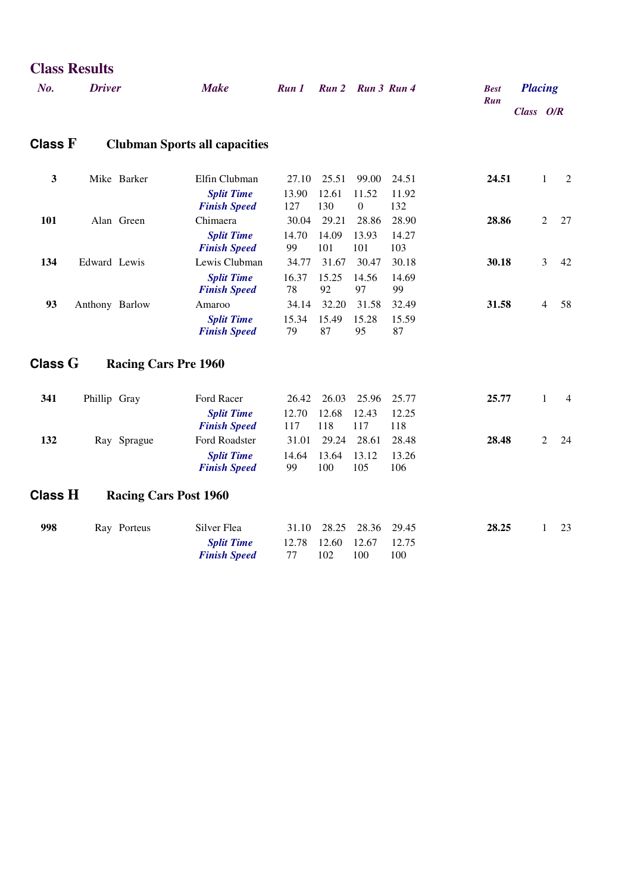## Class Results

| No. | Driver | Make | Run 1 | Run 2 | Run 3 | Run 4 | Best Run | Placing Class | Placing O/R |
|---|---|---|---|---|---|---|---|---|---|

### Class F Clubman Sports all capacities

| No. | Driver | Make | Run 1 | Run 2 | Run 3 | Run 4 | Best Run | Class | O/R |
|---|---|---|---|---|---|---|---|---|---|
| **3** | Mike Barker | Elfin Clubman | 27.10 | 25.51 | 99.00 | 24.51 | **24.51** | 1 | 2 |
| | | ***Split Time*** | 13.90 | 12.61 | 11.52 | 11.92 | | | |
| | | ***Finish Speed*** | 127 | 130 | 0 | 132 | | | |
| **101** | Alan Green | Chimaera | 30.04 | 29.21 | 28.86 | 28.90 | **28.86** | 2 | 27 |
| | | ***Split Time*** | 14.70 | 14.09 | 13.93 | 14.27 | | | |
| | | ***Finish Speed*** | 99 | 101 | 101 | 103 | | | |
| **134** | Edward Lewis | Lewis Clubman | 34.77 | 31.67 | 30.47 | 30.18 | **30.18** | 3 | 42 |
| | | ***Split Time*** | 16.37 | 15.25 | 14.56 | 14.69 | | | |
| | | ***Finish Speed*** | 78 | 92 | 97 | 99 | | | |
| **93** | Anthony Barlow | Amaroo | 34.14 | 32.20 | 31.58 | 32.49 | **31.58** | 4 | 58 |
| | | ***Split Time*** | 15.34 | 15.49 | 15.28 | 15.59 | | | |
| | | ***Finish Speed*** | 79 | 87 | 95 | 87 | | | |

### Class G Racing Cars Pre 1960

| No. | Driver | Make | Run 1 | Run 2 | Run 3 | Run 4 | Best Run | Class | O/R |
|---|---|---|---|---|---|---|---|---|---|
| **341** | Phillip Gray | Ford Racer | 26.42 | 26.03 | 25.96 | 25.77 | **25.77** | 1 | 4 |
| | | ***Split Time*** | 12.70 | 12.68 | 12.43 | 12.25 | | | |
| | | ***Finish Speed*** | 117 | 118 | 117 | 118 | | | |
| **132** | Ray Sprague | Ford Roadster | 31.01 | 29.24 | 28.61 | 28.48 | **28.48** | 2 | 24 |
| | | ***Split Time*** | 14.64 | 13.64 | 13.12 | 13.26 | | | |
| | | ***Finish Speed*** | 99 | 100 | 105 | 106 | | | |

### Class H Racing Cars Post 1960

| No. | Driver | Make | Run 1 | Run 2 | Run 3 | Run 4 | Best Run | Class | O/R |
|---|---|---|---|---|---|---|---|---|---|
| **998** | Ray Porteus | Silver Flea | 31.10 | 28.25 | 28.36 | 29.45 | **28.25** | 1 | 23 |
| | | ***Split Time*** | 12.78 | 12.60 | 12.67 | 12.75 | | | |
| | | ***Finish Speed*** | 77 | 102 | 100 | 100 | | | |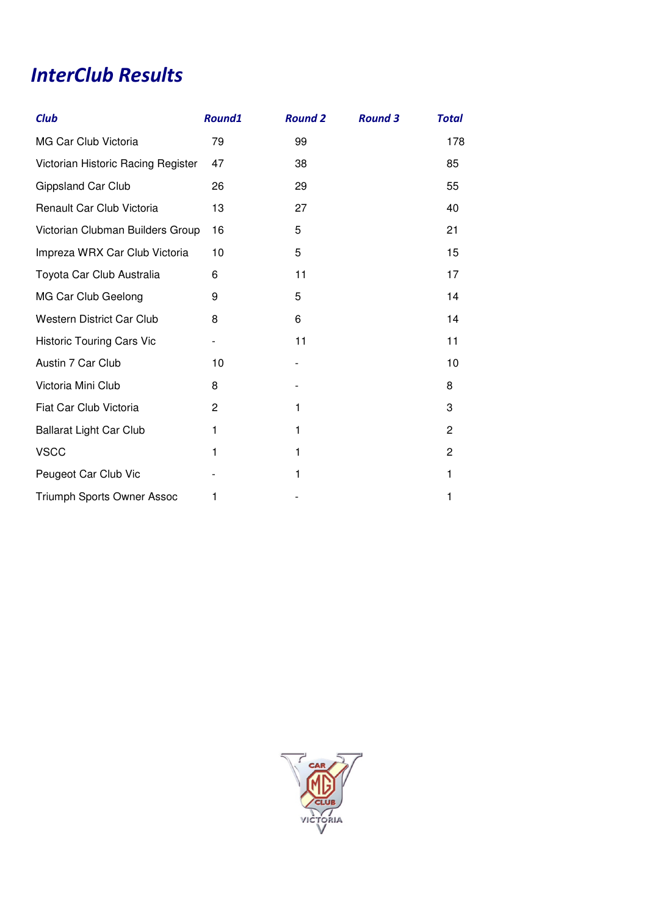# InterClub Results

| Club | Round1 | Round 2 | Round 3 | Total |
|---|---|---|---|---|
| MG Car Club Victoria | 79 | 99 | | 178 |
| Victorian Historic Racing Register | 47 | 38 | | 85 |
| Gippsland Car Club | 26 | 29 | | 55 |
| Renault Car Club Victoria | 13 | 27 | | 40 |
| Victorian Clubman Builders Group | 16 | 5 | | 21 |
| Impreza WRX Car Club Victoria | 10 | 5 | | 15 |
| Toyota Car Club Australia | 6 | 11 | | 17 |
| MG Car Club Geelong | 9 | 5 | | 14 |
| Western District Car Club | 8 | 6 | | 14 |
| Historic Touring Cars Vic | - | 11 | | 11 |
| Austin 7 Car Club | 10 | - | | 10 |
| Victoria Mini Club | 8 | - | | 8 |
| Fiat Car Club Victoria | 2 | 1 | | 3 |
| Ballarat Light Car Club | 1 | 1 | | 2 |
| VSCC | 1 | 1 | | 2 |
| Peugeot Car Club Vic | - | 1 | | 1 |
| Triumph Sports Owner Assoc | 1 | - | | 1 |